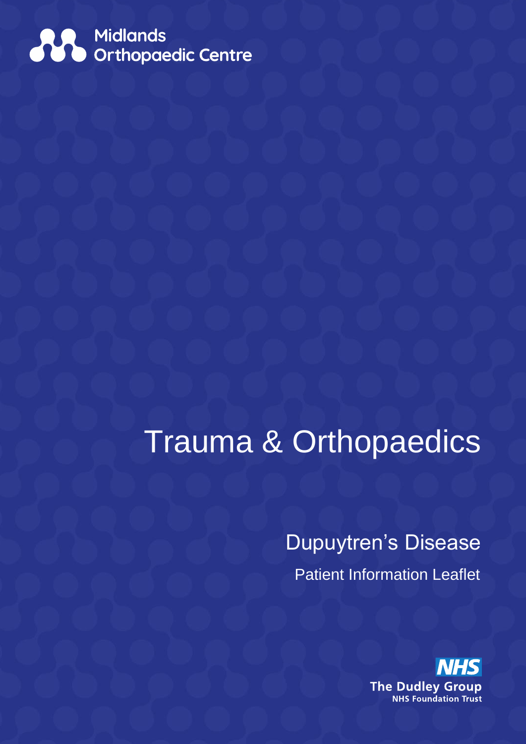Midlands Orthopaedic Centre

# Trauma & Orthopaedics

## Dupuytren's Disease

Patient Information Leaflet

NHS
The Dudley Group
NHS Foundation Trust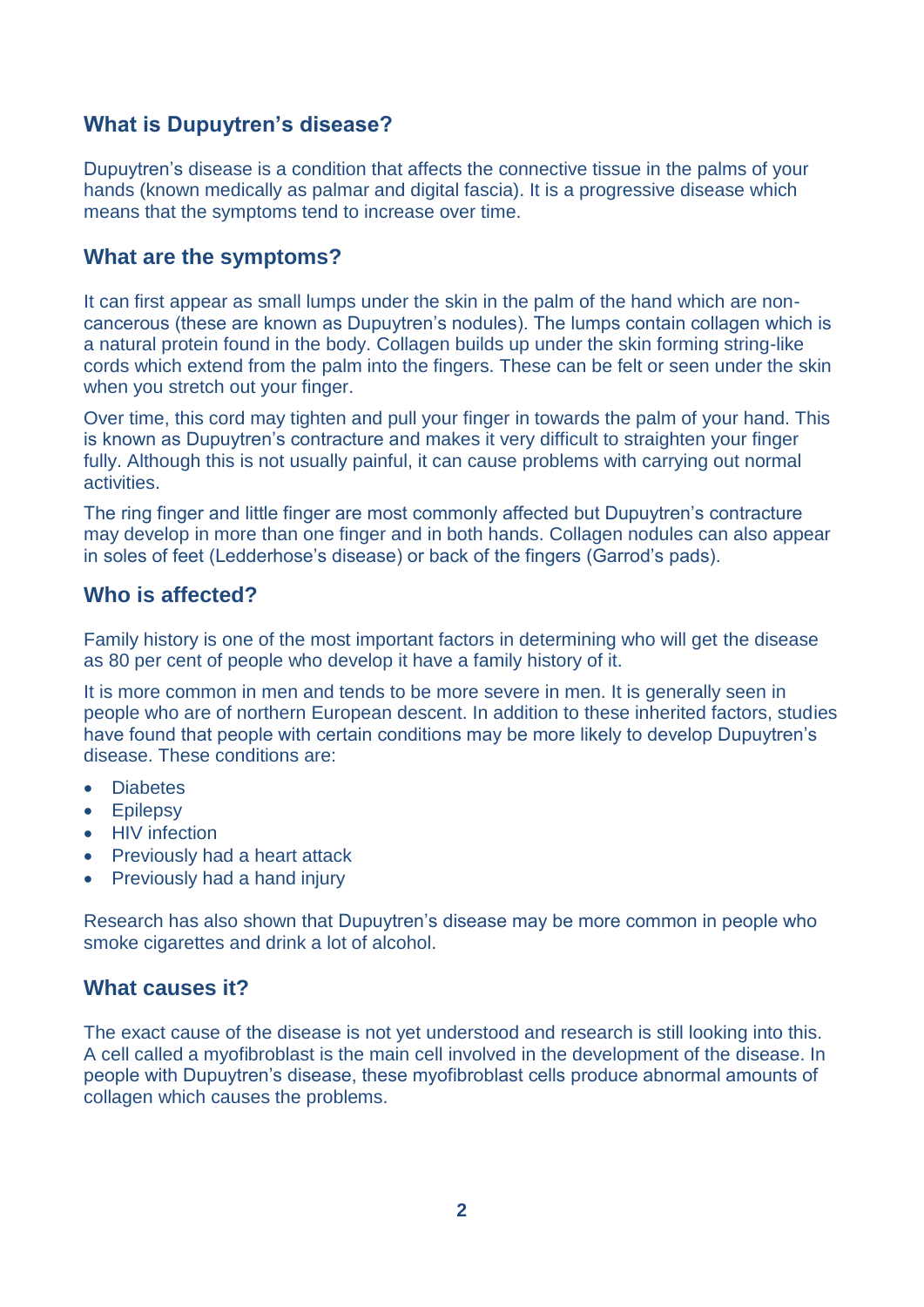## What is Dupuytren's disease?

Dupuytren's disease is a condition that affects the connective tissue in the palms of your hands (known medically as palmar and digital fascia). It is a progressive disease which means that the symptoms tend to increase over time.

## What are the symptoms?

It can first appear as small lumps under the skin in the palm of the hand which are non-cancerous (these are known as Dupuytren's nodules). The lumps contain collagen which is a natural protein found in the body. Collagen builds up under the skin forming string-like cords which extend from the palm into the fingers. These can be felt or seen under the skin when you stretch out your finger.

Over time, this cord may tighten and pull your finger in towards the palm of your hand. This is known as Dupuytren's contracture and makes it very difficult to straighten your finger fully. Although this is not usually painful, it can cause problems with carrying out normal activities.

The ring finger and little finger are most commonly affected but Dupuytren's contracture may develop in more than one finger and in both hands. Collagen nodules can also appear in soles of feet (Ledderhose's disease) or back of the fingers (Garrod's pads).

## Who is affected?

Family history is one of the most important factors in determining who will get the disease as 80 per cent of people who develop it have a family history of it.

It is more common in men and tends to be more severe in men. It is generally seen in people who are of northern European descent. In addition to these inherited factors, studies have found that people with certain conditions may be more likely to develop Dupuytren's disease. These conditions are:

- Diabetes
- Epilepsy
- HIV infection
- Previously had a heart attack
- Previously had a hand injury

Research has also shown that Dupuytren's disease may be more common in people who smoke cigarettes and drink a lot of alcohol.

## What causes it?

The exact cause of the disease is not yet understood and research is still looking into this. A cell called a myofibroblast is the main cell involved in the development of the disease. In people with Dupuytren's disease, these myofibroblast cells produce abnormal amounts of collagen which causes the problems.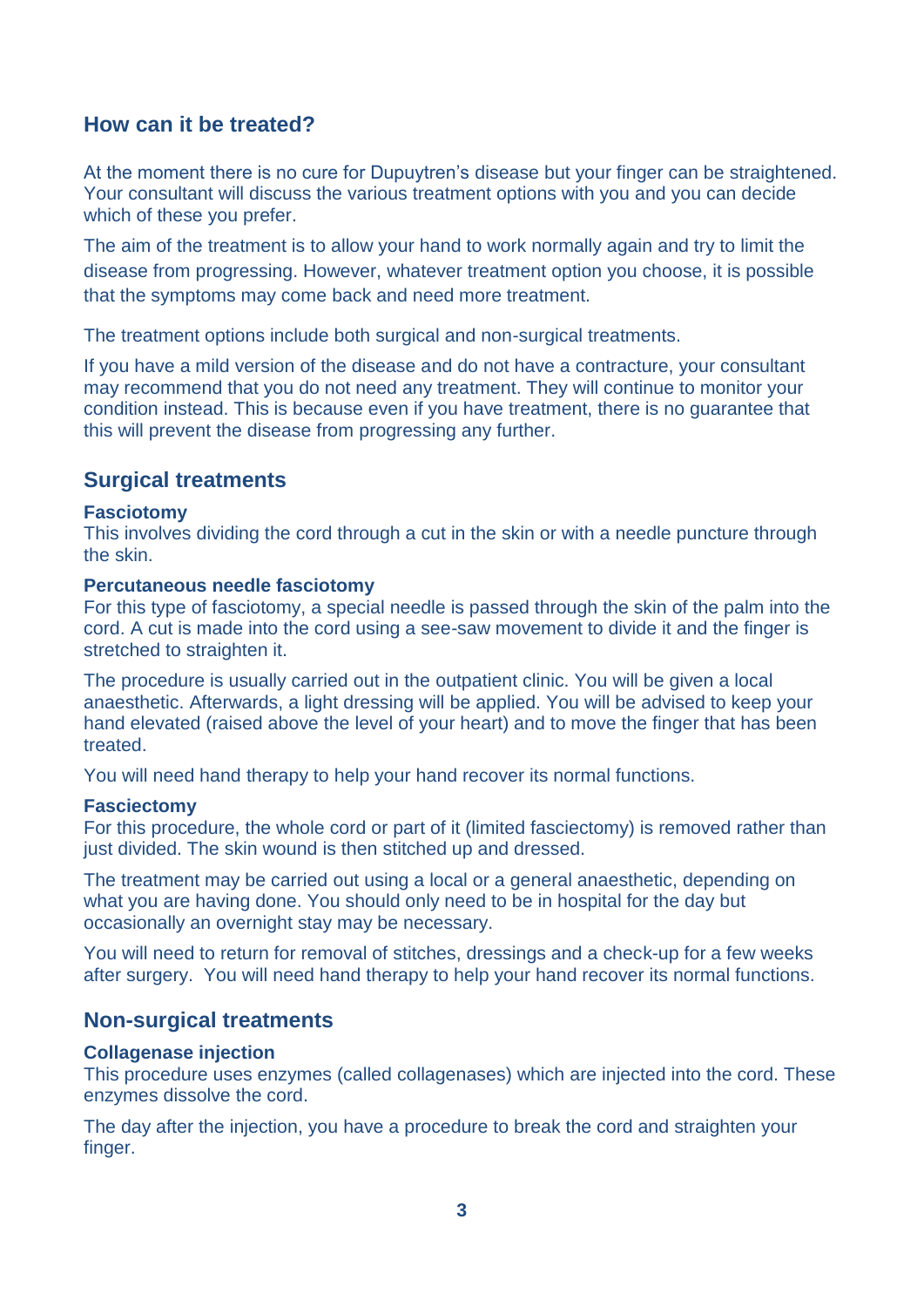## How can it be treated?

At the moment there is no cure for Dupuytren's disease but your finger can be straightened. Your consultant will discuss the various treatment options with you and you can decide which of these you prefer.

The aim of the treatment is to allow your hand to work normally again and try to limit the disease from progressing. However, whatever treatment option you choose, it is possible that the symptoms may come back and need more treatment.

The treatment options include both surgical and non-surgical treatments.

If you have a mild version of the disease and do not have a contracture, your consultant may recommend that you do not need any treatment. They will continue to monitor your condition instead. This is because even if you have treatment, there is no guarantee that this will prevent the disease from progressing any further.

## Surgical treatments

### Fasciotomy

This involves dividing the cord through a cut in the skin or with a needle puncture through the skin.

### Percutaneous needle fasciotomy

For this type of fasciotomy, a special needle is passed through the skin of the palm into the cord. A cut is made into the cord using a see-saw movement to divide it and the finger is stretched to straighten it.

The procedure is usually carried out in the outpatient clinic. You will be given a local anaesthetic. Afterwards, a light dressing will be applied. You will be advised to keep your hand elevated (raised above the level of your heart) and to move the finger that has been treated.

You will need hand therapy to help your hand recover its normal functions.

### Fasciectomy

For this procedure, the whole cord or part of it (limited fasciectomy) is removed rather than just divided. The skin wound is then stitched up and dressed.

The treatment may be carried out using a local or a general anaesthetic, depending on what you are having done. You should only need to be in hospital for the day but occasionally an overnight stay may be necessary.

You will need to return for removal of stitches, dressings and a check-up for a few weeks after surgery. You will need hand therapy to help your hand recover its normal functions.

## Non-surgical treatments

### Collagenase injection

This procedure uses enzymes (called collagenases) which are injected into the cord. These enzymes dissolve the cord.

The day after the injection, you have a procedure to break the cord and straighten your finger.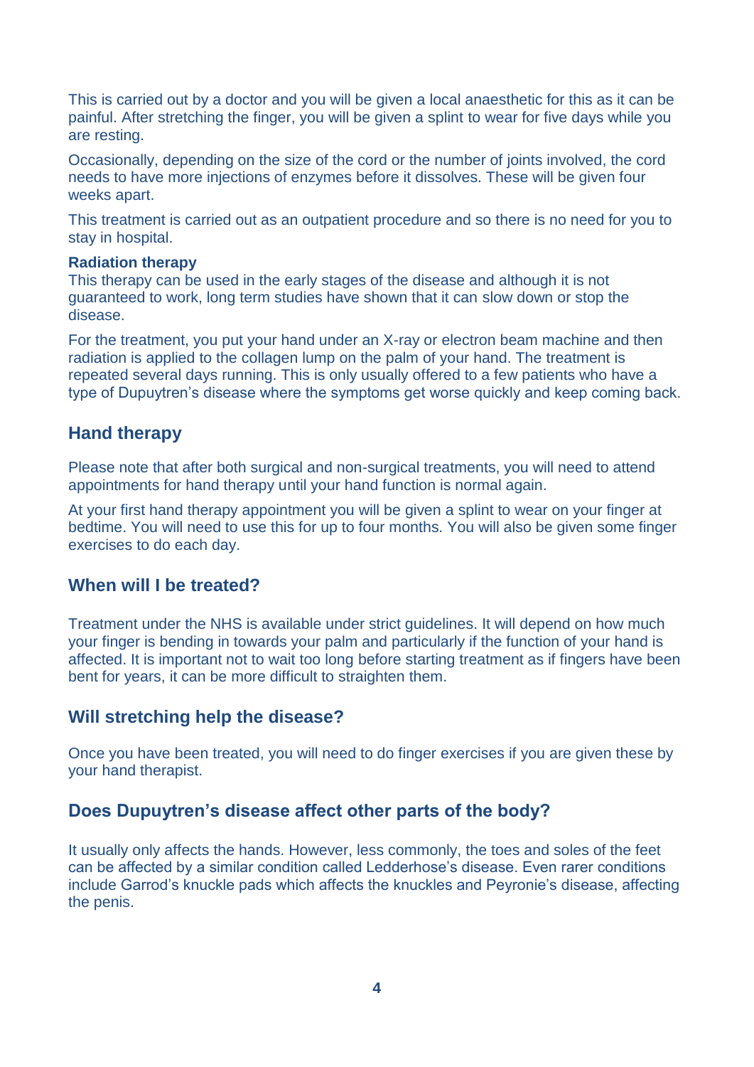This is carried out by a doctor and you will be given a local anaesthetic for this as it can be painful. After stretching the finger, you will be given a splint to wear for five days while you are resting.

Occasionally, depending on the size of the cord or the number of joints involved, the cord needs to have more injections of enzymes before it dissolves. These will be given four weeks apart.

This treatment is carried out as an outpatient procedure and so there is no need for you to stay in hospital.

**Radiation therapy**
This therapy can be used in the early stages of the disease and although it is not guaranteed to work, long term studies have shown that it can slow down or stop the disease.

For the treatment, you put your hand under an X-ray or electron beam machine and then radiation is applied to the collagen lump on the palm of your hand. The treatment is repeated several days running. This is only usually offered to a few patients who have a type of Dupuytren's disease where the symptoms get worse quickly and keep coming back.

## Hand therapy

Please note that after both surgical and non-surgical treatments, you will need to attend appointments for hand therapy until your hand function is normal again.

At your first hand therapy appointment you will be given a splint to wear on your finger at bedtime. You will need to use this for up to four months. You will also be given some finger exercises to do each day.

## When will I be treated?

Treatment under the NHS is available under strict guidelines. It will depend on how much your finger is bending in towards your palm and particularly if the function of your hand is affected. It is important not to wait too long before starting treatment as if fingers have been bent for years, it can be more difficult to straighten them.

## Will stretching help the disease?

Once you have been treated, you will need to do finger exercises if you are given these by your hand therapist.

## Does Dupuytren's disease affect other parts of the body?

It usually only affects the hands. However, less commonly, the toes and soles of the feet can be affected by a similar condition called Ledderhose's disease. Even rarer conditions include Garrod's knuckle pads which affects the knuckles and Peyronie's disease, affecting the penis.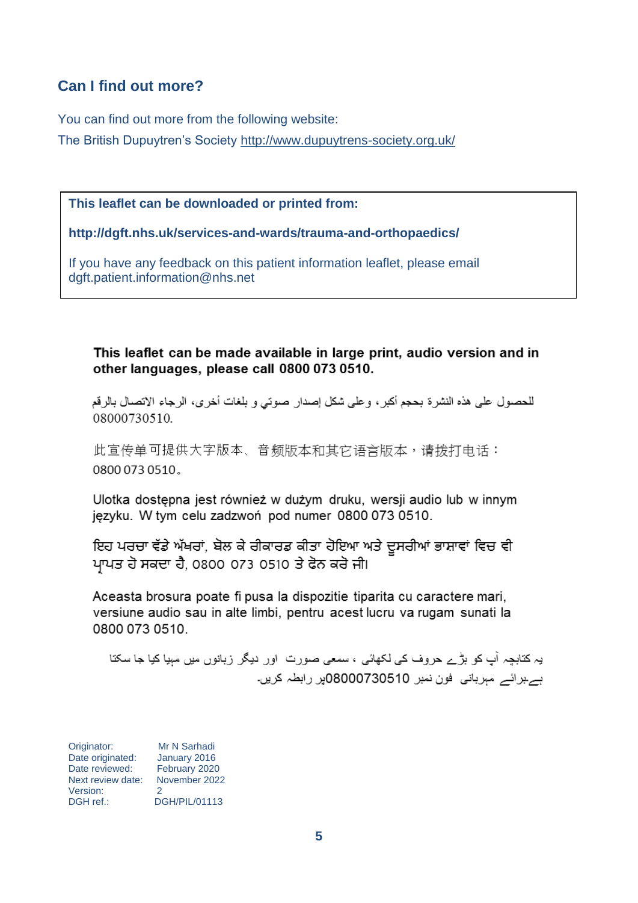## Can I find out more?

You can find out more from the following website:

The British Dupuytren's Society http://www.dupuytrens-society.org.uk/

**This leaflet can be downloaded or printed from:**

**http://dgft.nhs.uk/services-and-wards/trauma-and-orthopaedics/**

If you have any feedback on this patient information leaflet, please email dgft.patient.information@nhs.net

**This leaflet can be made available in large print, audio version and in other languages, please call 0800 073 0510.**

للحصول على هذه النشرة بحجم أكبر، وعلى شكل إصدار صوتي و بلغات أخرى، الرجاء الاتصال بالرقم 08000730510.

此宣传单可提供大字版本、音频版本和其它语言版本，请拨打电话：0800 073 0510。

Ulotka dostępna jest również w dużym druku, wersji audio lub w innym języku. W tym celu zadzwoń pod numer 0800 073 0510.

ਇਹ ਪਰਚਾ ਵੱਡੇ ਅੱਖਰਾਂ, ਬੋਲ ਕੇ ਰੀਕਾਰਡ ਕੀਤਾ ਹੋਇਆ ਅਤੇ ਦੂਸਰੀਆਂ ਭਾਸ਼ਾਵਾਂ ਵਿਚ ਵੀ ਪ੍ਰਾਪਤ ਹੋ ਸਕਦਾ ਹੈ, 0800 073 0510 ਤੇ ਫੋਨ ਕਰੋ ਜੀ।

Aceasta brosura poate fi pusa la dispozitie tiparita cu caractere mari, versiune audio sau in alte limbi, pentru acest lucru va rugam sunati la 0800 073 0510.

یہ کتابچہ آپ کو بڑے حروف کی لکھائی ، سمعی صورت اور دیگر زبانوں میں مہیا کیا جا سکتا ہے-برائے مہربانی فون نمبر 08000730510پر رابطہ کریں-

| | |
|---|---|
| Originator: | Mr N Sarhadi |
| Date originated: | January 2016 |
| Date reviewed: | February 2020 |
| Next review date: | November 2022 |
| Version: | 2 |
| DGH ref.: | DGH/PIL/01113 |